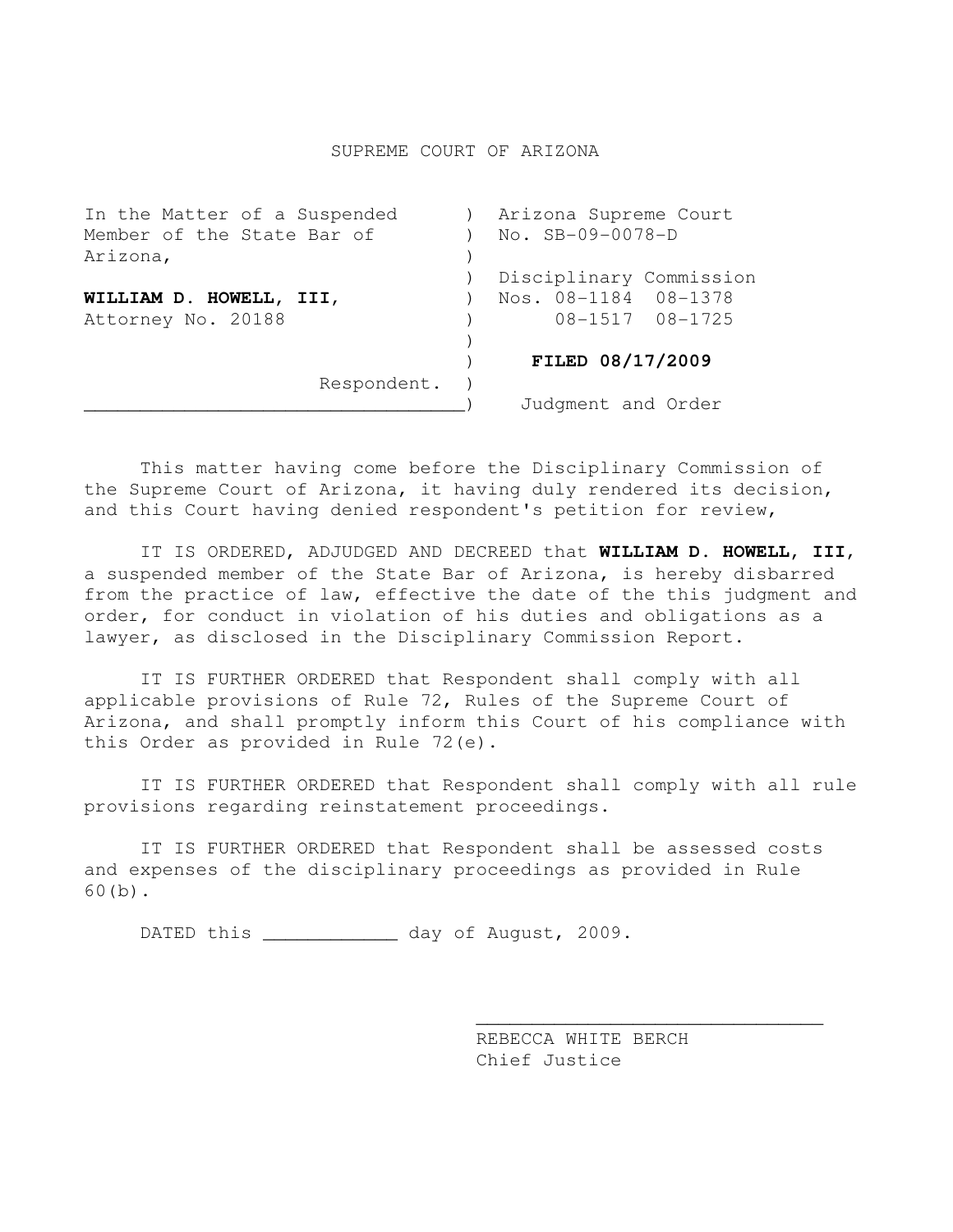# SUPREME COURT OF ARIZONA

| | |
|---|---|
| In the Matter of a Suspended Member of the State Bar of Arizona, | Arizona Supreme Court No. SB-09-0078-D |
| **WILLIAM D. HOWELL, III**, Attorney No. 20188 | Disciplinary Commission Nos. 08-1184 08-1378 08-1517 08-1725 |
| | **FILED 08/17/2009** |
| Respondent. | Judgment and Order |

This matter having come before the Disciplinary Commission of the Supreme Court of Arizona, it having duly rendered its decision, and this Court having denied respondent's petition for review,

IT IS ORDERED, ADJUDGED AND DECREED that **WILLIAM D. HOWELL, III**, a suspended member of the State Bar of Arizona, is hereby disbarred from the practice of law, effective the date of the this judgment and order, for conduct in violation of his duties and obligations as a lawyer, as disclosed in the Disciplinary Commission Report.

IT IS FURTHER ORDERED that Respondent shall comply with all applicable provisions of Rule 72, Rules of the Supreme Court of Arizona, and shall promptly inform this Court of his compliance with this Order as provided in Rule 72(e).

IT IS FURTHER ORDERED that Respondent shall comply with all rule provisions regarding reinstatement proceedings.

IT IS FURTHER ORDERED that Respondent shall be assessed costs and expenses of the disciplinary proceedings as provided in Rule 60(b).

DATED this ____________ day of August, 2009.

_________________________________
REBECCA WHITE BERCH
Chief Justice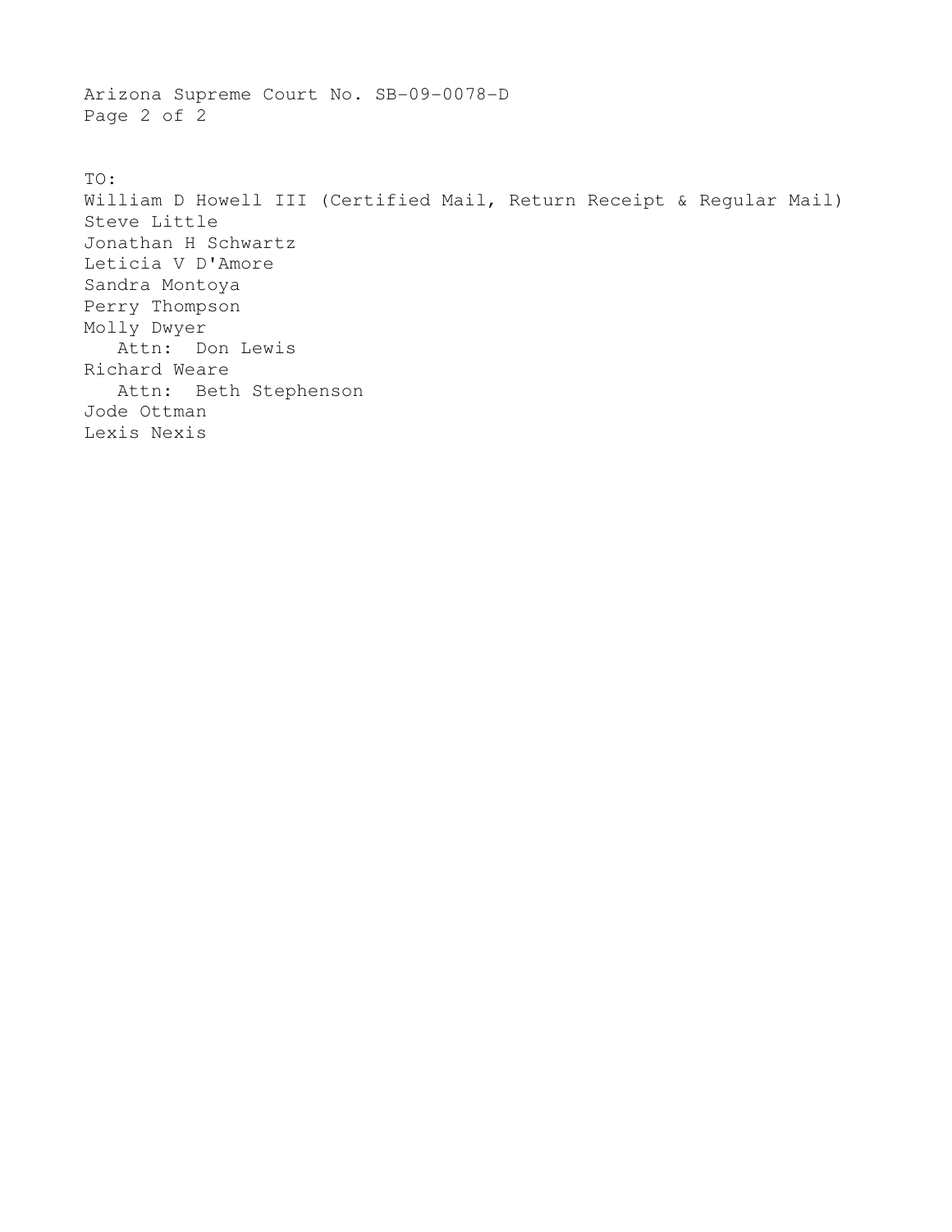TO:
William D Howell III (Certified Mail, Return Receipt & Regular Mail)
Steve Little
Jonathan H Schwartz
Leticia V D'Amore
Sandra Montoya
Perry Thompson
Molly Dwyer
   Attn:  Don Lewis
Richard Weare
   Attn:  Beth Stephenson
Jode Ottman
Lexis Nexis